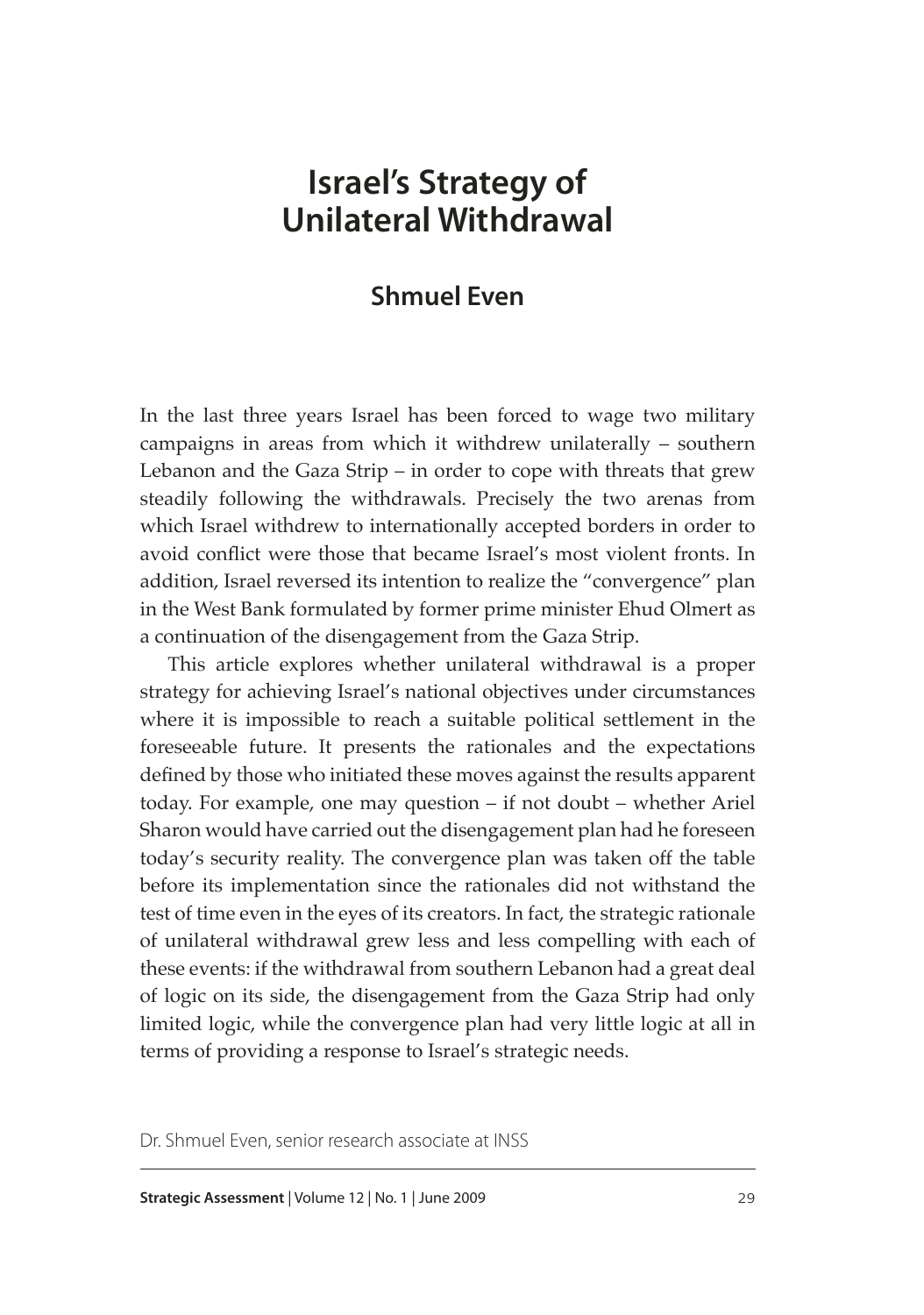# Israel's Strategy of Unilateral Withdrawal

## Shmuel Even

In the last three years Israel has been forced to wage two military campaigns in areas from which it withdrew unilaterally – southern Lebanon and the Gaza Strip – in order to cope with threats that grew steadily following the withdrawals. Precisely the two arenas from which Israel withdrew to internationally accepted borders in order to avoid conflict were those that became Israel's most violent fronts. In addition, Israel reversed its intention to realize the "convergence" plan in the West Bank formulated by former prime minister Ehud Olmert as a continuation of the disengagement from the Gaza Strip.

This article explores whether unilateral withdrawal is a proper strategy for achieving Israel's national objectives under circumstances where it is impossible to reach a suitable political settlement in the foreseeable future. It presents the rationales and the expectations defined by those who initiated these moves against the results apparent today. For example, one may question – if not doubt – whether Ariel Sharon would have carried out the disengagement plan had he foreseen today's security reality. The convergence plan was taken off the table before its implementation since the rationales did not withstand the test of time even in the eyes of its creators. In fact, the strategic rationale of unilateral withdrawal grew less and less compelling with each of these events: if the withdrawal from southern Lebanon had a great deal of logic on its side, the disengagement from the Gaza Strip had only limited logic, while the convergence plan had very little logic at all in terms of providing a response to Israel's strategic needs.

Dr. Shmuel Even, senior research associate at INSS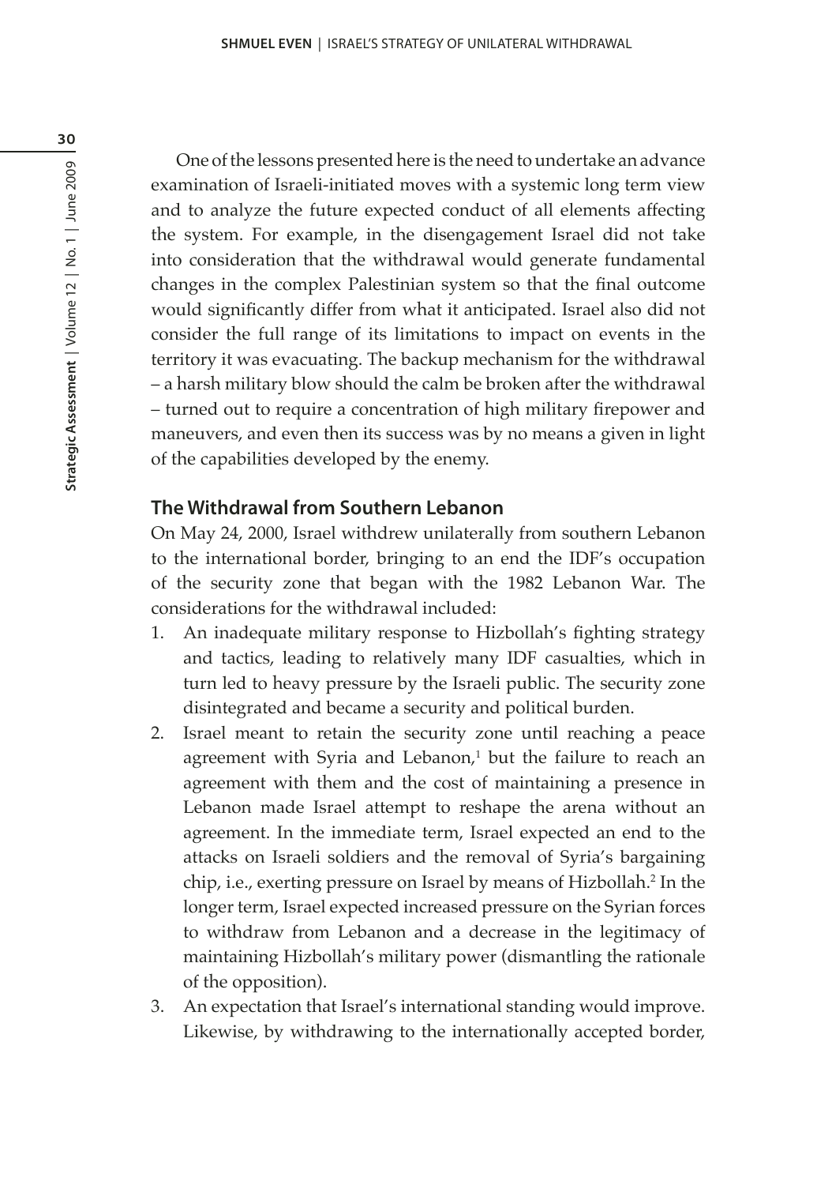One of the lessons presented here is the need to undertake an advance examination of Israeli-initiated moves with a systemic long term view and to analyze the future expected conduct of all elements affecting the system. For example, in the disengagement Israel did not take into consideration that the withdrawal would generate fundamental changes in the complex Palestinian system so that the final outcome would significantly differ from what it anticipated. Israel also did not consider the full range of its limitations to impact on events in the territory it was evacuating. The backup mechanism for the withdrawal – a harsh military blow should the calm be broken after the withdrawal – turned out to require a concentration of high military firepower and maneuvers, and even then its success was by no means a given in light of the capabilities developed by the enemy.

## The Withdrawal from Southern Lebanon

On May 24, 2000, Israel withdrew unilaterally from southern Lebanon to the international border, bringing to an end the IDF's occupation of the security zone that began with the 1982 Lebanon War. The considerations for the withdrawal included:

1. An inadequate military response to Hizbollah's fighting strategy and tactics, leading to relatively many IDF casualties, which in turn led to heavy pressure by the Israeli public. The security zone disintegrated and became a security and political burden.
2. Israel meant to retain the security zone until reaching a peace agreement with Syria and Lebanon,[1] but the failure to reach an agreement with them and the cost of maintaining a presence in Lebanon made Israel attempt to reshape the arena without an agreement. In the immediate term, Israel expected an end to the attacks on Israeli soldiers and the removal of Syria's bargaining chip, i.e., exerting pressure on Israel by means of Hizbollah.[2] In the longer term, Israel expected increased pressure on the Syrian forces to withdraw from Lebanon and a decrease in the legitimacy of maintaining Hizbollah's military power (dismantling the rationale of the opposition).
3. An expectation that Israel's international standing would improve. Likewise, by withdrawing to the internationally accepted border,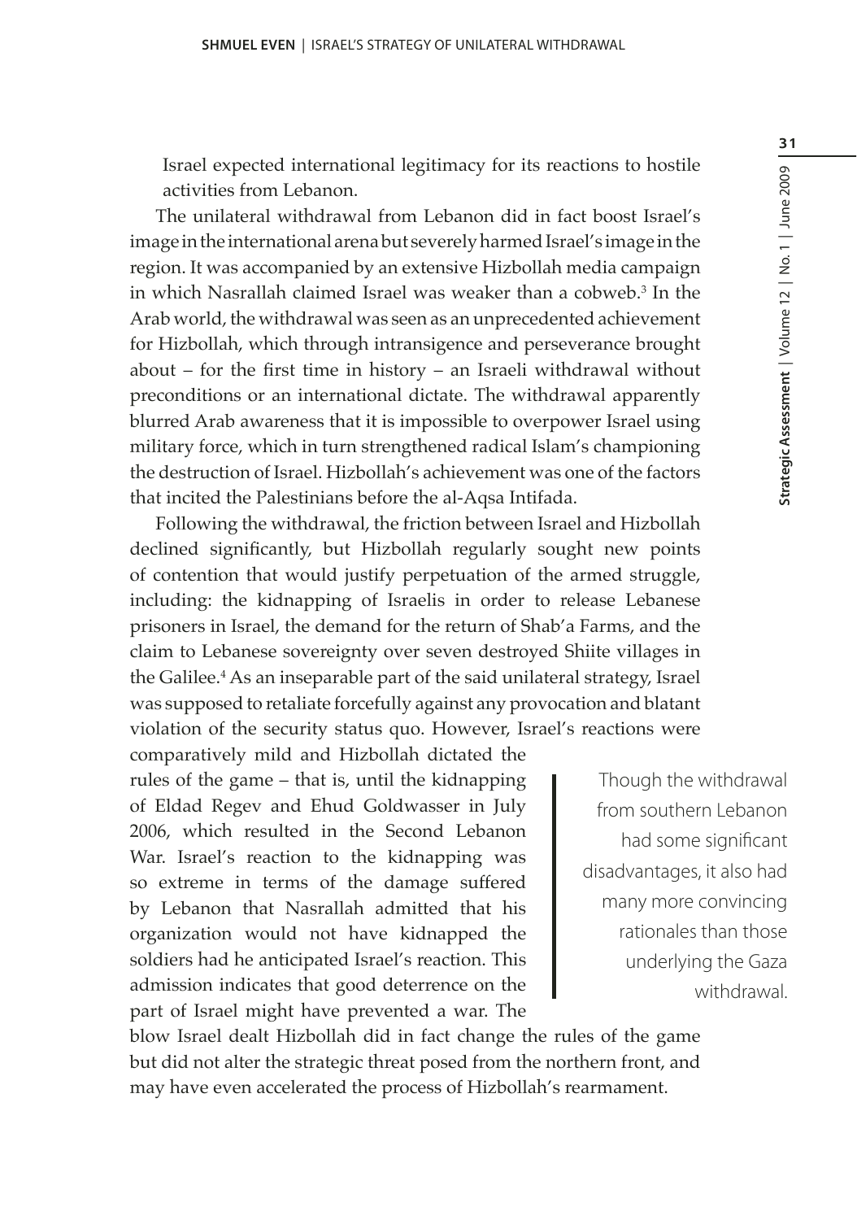Israel expected international legitimacy for its reactions to hostile activities from Lebanon.

The unilateral withdrawal from Lebanon did in fact boost Israel's image in the international arena but severely harmed Israel's image in the region. It was accompanied by an extensive Hizbollah media campaign in which Nasrallah claimed Israel was weaker than a cobweb.[3] In the Arab world, the withdrawal was seen as an unprecedented achievement for Hizbollah, which through intransigence and perseverance brought about – for the first time in history – an Israeli withdrawal without preconditions or an international dictate. The withdrawal apparently blurred Arab awareness that it is impossible to overpower Israel using military force, which in turn strengthened radical Islam's championing the destruction of Israel. Hizbollah's achievement was one of the factors that incited the Palestinians before the al-Aqsa Intifada.

Following the withdrawal, the friction between Israel and Hizbollah declined significantly, but Hizbollah regularly sought new points of contention that would justify perpetuation of the armed struggle, including: the kidnapping of Israelis in order to release Lebanese prisoners in Israel, the demand for the return of Shab'a Farms, and the claim to Lebanese sovereignty over seven destroyed Shiite villages in the Galilee.[4] As an inseparable part of the said unilateral strategy, Israel was supposed to retaliate forcefully against any provocation and blatant violation of the security status quo. However, Israel's reactions were comparatively mild and Hizbollah dictated the rules of the game – that is, until the kidnapping of Eldad Regev and Ehud Goldwasser in July 2006, which resulted in the Second Lebanon War. Israel's reaction to the kidnapping was so extreme in terms of the damage suffered by Lebanon that Nasrallah admitted that his organization would not have kidnapped the soldiers had he anticipated Israel's reaction. This admission indicates that good deterrence on the part of Israel might have prevented a war. The blow Israel dealt Hizbollah did in fact change the rules of the game but did not alter the strategic threat posed from the northern front, and may have even accelerated the process of Hizbollah's rearmament.

> Though the withdrawal from southern Lebanon had some significant disadvantages, it also had many more convincing rationales than those underlying the Gaza withdrawal.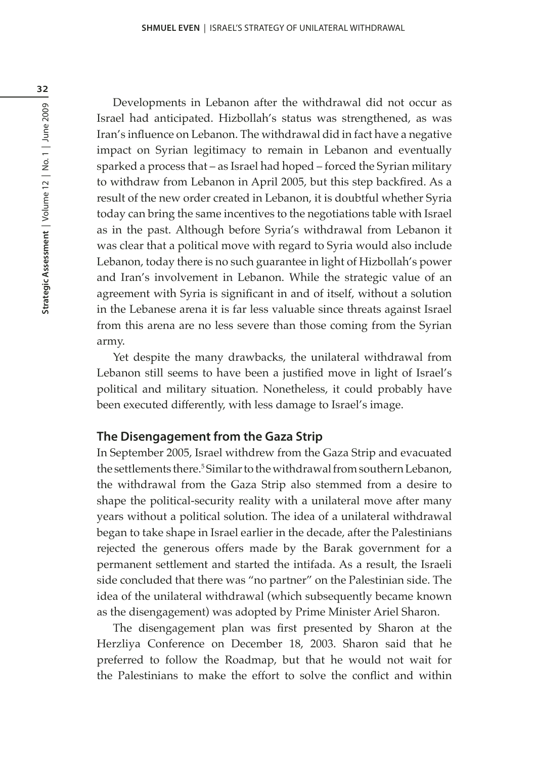Developments in Lebanon after the withdrawal did not occur as Israel had anticipated. Hizbollah's status was strengthened, as was Iran's influence on Lebanon. The withdrawal did in fact have a negative impact on Syrian legitimacy to remain in Lebanon and eventually sparked a process that – as Israel had hoped – forced the Syrian military to withdraw from Lebanon in April 2005, but this step backfired. As a result of the new order created in Lebanon, it is doubtful whether Syria today can bring the same incentives to the negotiations table with Israel as in the past. Although before Syria's withdrawal from Lebanon it was clear that a political move with regard to Syria would also include Lebanon, today there is no such guarantee in light of Hizbollah's power and Iran's involvement in Lebanon. While the strategic value of an agreement with Syria is significant in and of itself, without a solution in the Lebanese arena it is far less valuable since threats against Israel from this arena are no less severe than those coming from the Syrian army.

Yet despite the many drawbacks, the unilateral withdrawal from Lebanon still seems to have been a justified move in light of Israel's political and military situation. Nonetheless, it could probably have been executed differently, with less damage to Israel's image.

## The Disengagement from the Gaza Strip

In September 2005, Israel withdrew from the Gaza Strip and evacuated the settlements there.[5] Similar to the withdrawal from southern Lebanon, the withdrawal from the Gaza Strip also stemmed from a desire to shape the political-security reality with a unilateral move after many years without a political solution. The idea of a unilateral withdrawal began to take shape in Israel earlier in the decade, after the Palestinians rejected the generous offers made by the Barak government for a permanent settlement and started the intifada. As a result, the Israeli side concluded that there was "no partner" on the Palestinian side. The idea of the unilateral withdrawal (which subsequently became known as the disengagement) was adopted by Prime Minister Ariel Sharon.

The disengagement plan was first presented by Sharon at the Herzliya Conference on December 18, 2003. Sharon said that he preferred to follow the Roadmap, but that he would not wait for the Palestinians to make the effort to solve the conflict and within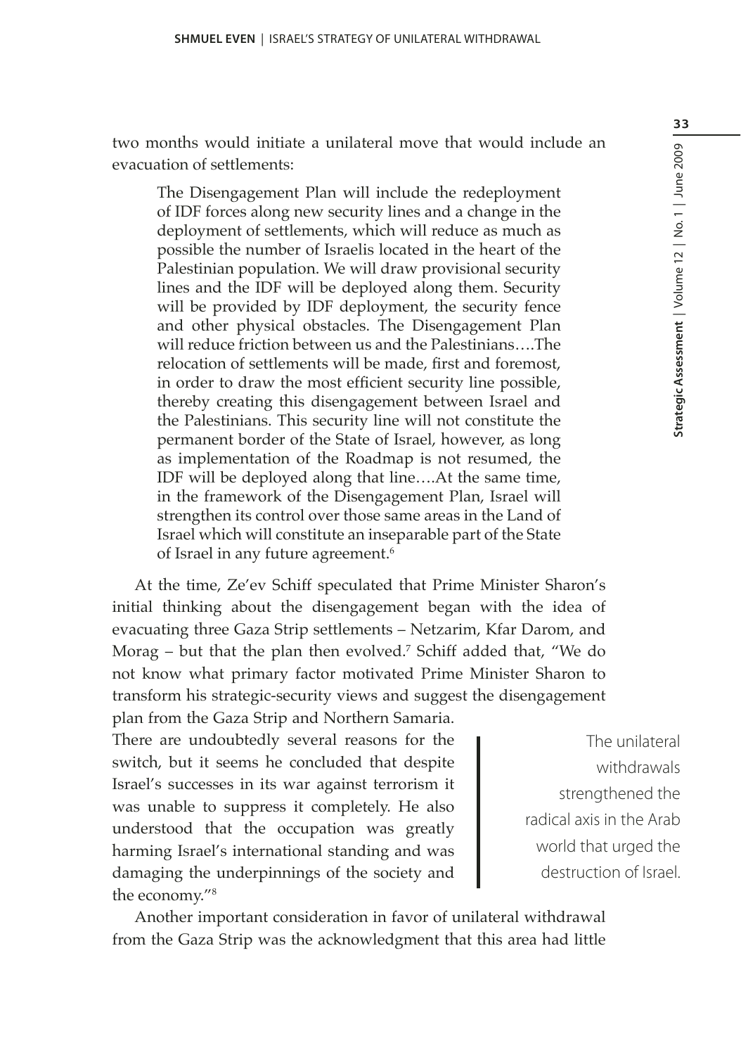two months would initiate a unilateral move that would include an evacuation of settlements:

> The Disengagement Plan will include the redeployment of IDF forces along new security lines and a change in the deployment of settlements, which will reduce as much as possible the number of Israelis located in the heart of the Palestinian population. We will draw provisional security lines and the IDF will be deployed along them. Security will be provided by IDF deployment, the security fence and other physical obstacles. The Disengagement Plan will reduce friction between us and the Palestinians….The relocation of settlements will be made, first and foremost, in order to draw the most efficient security line possible, thereby creating this disengagement between Israel and the Palestinians. This security line will not constitute the permanent border of the State of Israel, however, as long as implementation of the Roadmap is not resumed, the IDF will be deployed along that line….At the same time, in the framework of the Disengagement Plan, Israel will strengthen its control over those same areas in the Land of Israel which will constitute an inseparable part of the State of Israel in any future agreement.[6]

At the time, Ze'ev Schiff speculated that Prime Minister Sharon's initial thinking about the disengagement began with the idea of evacuating three Gaza Strip settlements – Netzarim, Kfar Darom, and Morag – but that the plan then evolved.[7] Schiff added that, "We do not know what primary factor motivated Prime Minister Sharon to transform his strategic-security views and suggest the disengagement plan from the Gaza Strip and Northern Samaria. There are undoubtedly several reasons for the switch, but it seems he concluded that despite Israel's successes in its war against terrorism it was unable to suppress it completely. He also understood that the occupation was greatly harming Israel's international standing and was damaging the underpinnings of the society and the economy."[8]

> The unilateral withdrawals strengthened the radical axis in the Arab world that urged the destruction of Israel.

Another important consideration in favor of unilateral withdrawal from the Gaza Strip was the acknowledgment that this area had little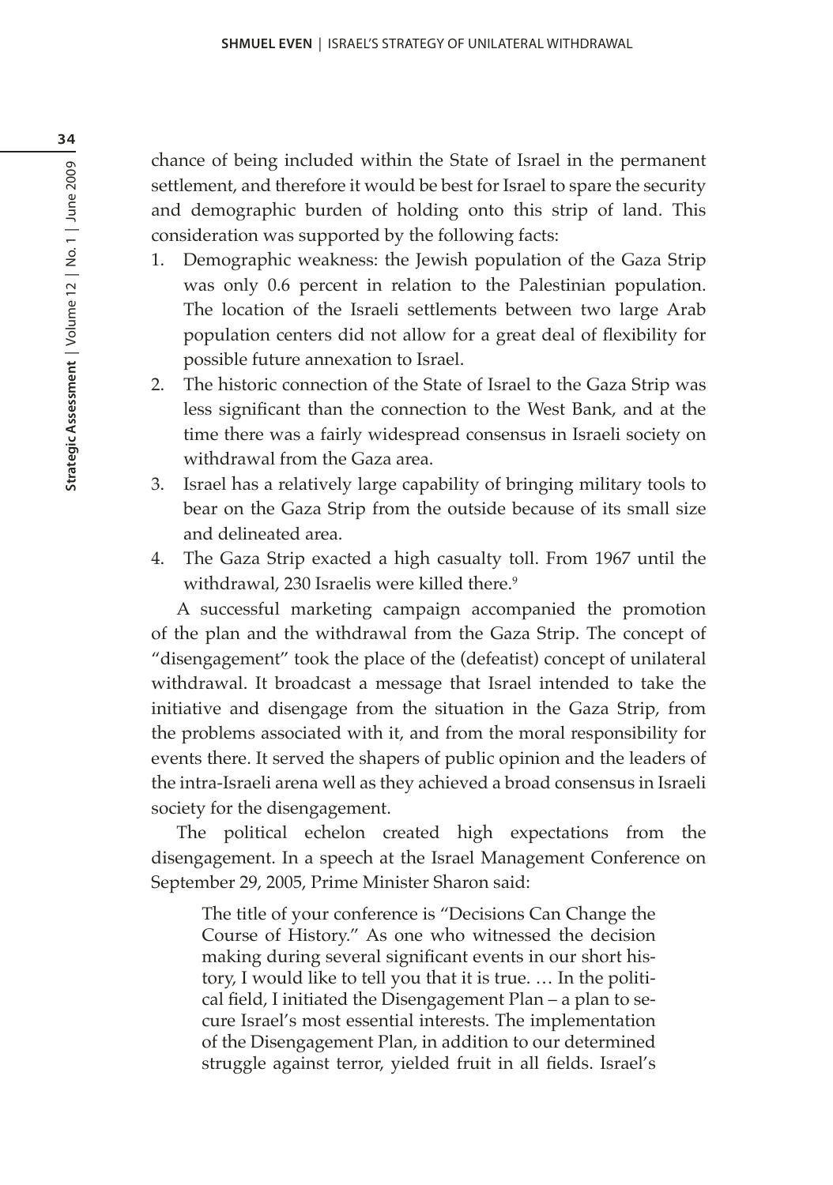chance of being included within the State of Israel in the permanent settlement, and therefore it would be best for Israel to spare the security and demographic burden of holding onto this strip of land. This consideration was supported by the following facts:

1. Demographic weakness: the Jewish population of the Gaza Strip was only 0.6 percent in relation to the Palestinian population. The location of the Israeli settlements between two large Arab population centers did not allow for a great deal of flexibility for possible future annexation to Israel.
2. The historic connection of the State of Israel to the Gaza Strip was less significant than the connection to the West Bank, and at the time there was a fairly widespread consensus in Israeli society on withdrawal from the Gaza area.
3. Israel has a relatively large capability of bringing military tools to bear on the Gaza Strip from the outside because of its small size and delineated area.
4. The Gaza Strip exacted a high casualty toll. From 1967 until the withdrawal, 230 Israelis were killed there.[9]

A successful marketing campaign accompanied the promotion of the plan and the withdrawal from the Gaza Strip. The concept of "disengagement" took the place of the (defeatist) concept of unilateral withdrawal. It broadcast a message that Israel intended to take the initiative and disengage from the situation in the Gaza Strip, from the problems associated with it, and from the moral responsibility for events there. It served the shapers of public opinion and the leaders of the intra-Israeli arena well as they achieved a broad consensus in Israeli society for the disengagement.

The political echelon created high expectations from the disengagement. In a speech at the Israel Management Conference on September 29, 2005, Prime Minister Sharon said:

> The title of your conference is "Decisions Can Change the Course of History." As one who witnessed the decision making during several significant events in our short history, I would like to tell you that it is true. … In the political field, I initiated the Disengagement Plan – a plan to secure Israel's most essential interests. The implementation of the Disengagement Plan, in addition to our determined struggle against terror, yielded fruit in all fields. Israel's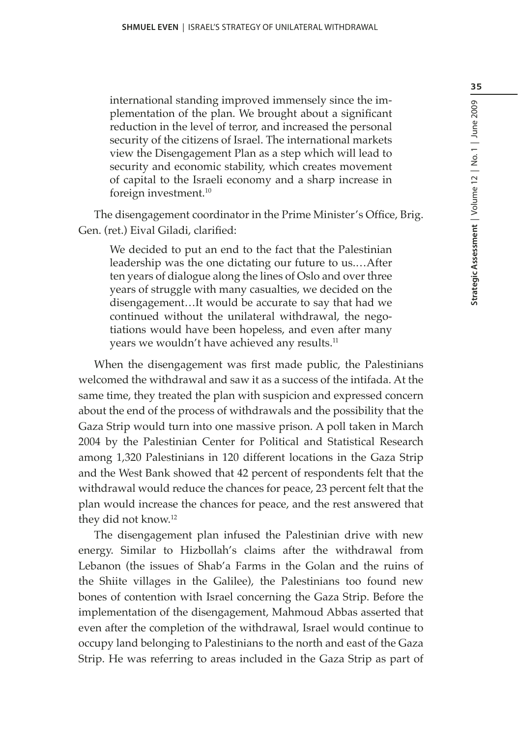> international standing improved immensely since the implementation of the plan. We brought about a significant reduction in the level of terror, and increased the personal security of the citizens of Israel. The international markets view the Disengagement Plan as a step which will lead to security and economic stability, which creates movement of capital to the Israeli economy and a sharp increase in foreign investment.[10]

The disengagement coordinator in the Prime Minister's Office, Brig. Gen. (ret.) Eival Giladi, clarified:

> We decided to put an end to the fact that the Palestinian leadership was the one dictating our future to us.…After ten years of dialogue along the lines of Oslo and over three years of struggle with many casualties, we decided on the disengagement…It would be accurate to say that had we continued without the unilateral withdrawal, the negotiations would have been hopeless, and even after many years we wouldn't have achieved any results.[11]

When the disengagement was first made public, the Palestinians welcomed the withdrawal and saw it as a success of the intifada. At the same time, they treated the plan with suspicion and expressed concern about the end of the process of withdrawals and the possibility that the Gaza Strip would turn into one massive prison. A poll taken in March 2004 by the Palestinian Center for Political and Statistical Research among 1,320 Palestinians in 120 different locations in the Gaza Strip and the West Bank showed that 42 percent of respondents felt that the withdrawal would reduce the chances for peace, 23 percent felt that the plan would increase the chances for peace, and the rest answered that they did not know.[12]

The disengagement plan infused the Palestinian drive with new energy. Similar to Hizbollah's claims after the withdrawal from Lebanon (the issues of Shab'a Farms in the Golan and the ruins of the Shiite villages in the Galilee), the Palestinians too found new bones of contention with Israel concerning the Gaza Strip. Before the implementation of the disengagement, Mahmoud Abbas asserted that even after the completion of the withdrawal, Israel would continue to occupy land belonging to Palestinians to the north and east of the Gaza Strip. He was referring to areas included in the Gaza Strip as part of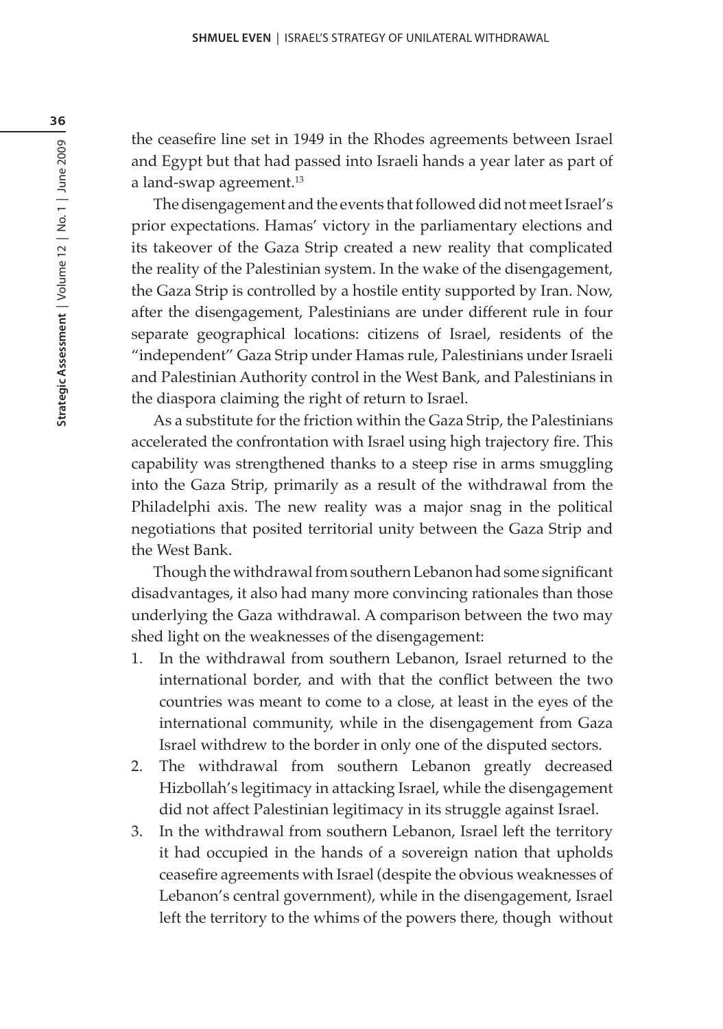the ceasefire line set in 1949 in the Rhodes agreements between Israel and Egypt but that had passed into Israeli hands a year later as part of a land-swap agreement.[13]

The disengagement and the events that followed did not meet Israel's prior expectations. Hamas' victory in the parliamentary elections and its takeover of the Gaza Strip created a new reality that complicated the reality of the Palestinian system. In the wake of the disengagement, the Gaza Strip is controlled by a hostile entity supported by Iran. Now, after the disengagement, Palestinians are under different rule in four separate geographical locations: citizens of Israel, residents of the "independent" Gaza Strip under Hamas rule, Palestinians under Israeli and Palestinian Authority control in the West Bank, and Palestinians in the diaspora claiming the right of return to Israel.

As a substitute for the friction within the Gaza Strip, the Palestinians accelerated the confrontation with Israel using high trajectory fire. This capability was strengthened thanks to a steep rise in arms smuggling into the Gaza Strip, primarily as a result of the withdrawal from the Philadelphi axis. The new reality was a major snag in the political negotiations that posited territorial unity between the Gaza Strip and the West Bank.

Though the withdrawal from southern Lebanon had some significant disadvantages, it also had many more convincing rationales than those underlying the Gaza withdrawal. A comparison between the two may shed light on the weaknesses of the disengagement:

1. In the withdrawal from southern Lebanon, Israel returned to the international border, and with that the conflict between the two countries was meant to come to a close, at least in the eyes of the international community, while in the disengagement from Gaza Israel withdrew to the border in only one of the disputed sectors.
2. The withdrawal from southern Lebanon greatly decreased Hizbollah's legitimacy in attacking Israel, while the disengagement did not affect Palestinian legitimacy in its struggle against Israel.
3. In the withdrawal from southern Lebanon, Israel left the territory it had occupied in the hands of a sovereign nation that upholds ceasefire agreements with Israel (despite the obvious weaknesses of Lebanon's central government), while in the disengagement, Israel left the territory to the whims of the powers there, though without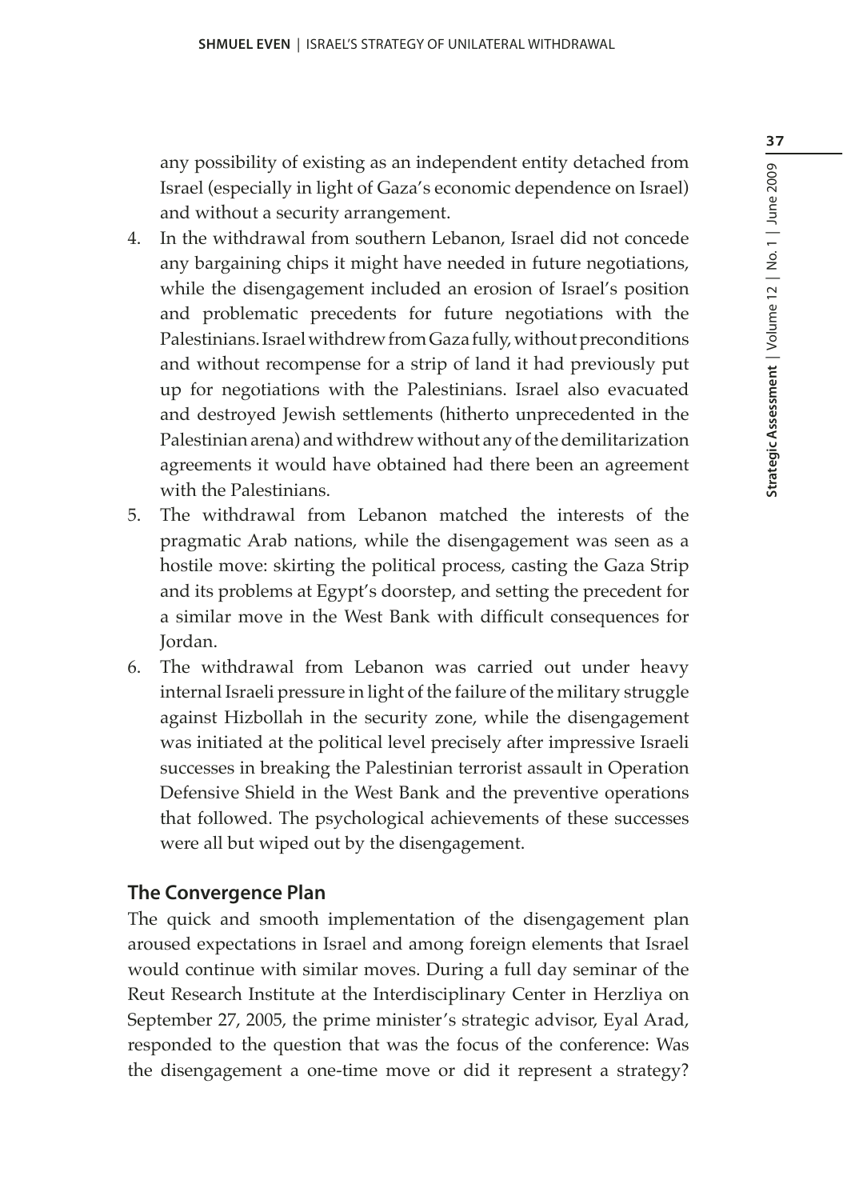any possibility of existing as an independent entity detached from Israel (especially in light of Gaza's economic dependence on Israel) and without a security arrangement.

4. In the withdrawal from southern Lebanon, Israel did not concede any bargaining chips it might have needed in future negotiations, while the disengagement included an erosion of Israel's position and problematic precedents for future negotiations with the Palestinians. Israel withdrew from Gaza fully, without preconditions and without recompense for a strip of land it had previously put up for negotiations with the Palestinians. Israel also evacuated and destroyed Jewish settlements (hitherto unprecedented in the Palestinian arena) and withdrew without any of the demilitarization agreements it would have obtained had there been an agreement with the Palestinians.
5. The withdrawal from Lebanon matched the interests of the pragmatic Arab nations, while the disengagement was seen as a hostile move: skirting the political process, casting the Gaza Strip and its problems at Egypt's doorstep, and setting the precedent for a similar move in the West Bank with difficult consequences for Jordan.
6. The withdrawal from Lebanon was carried out under heavy internal Israeli pressure in light of the failure of the military struggle against Hizbollah in the security zone, while the disengagement was initiated at the political level precisely after impressive Israeli successes in breaking the Palestinian terrorist assault in Operation Defensive Shield in the West Bank and the preventive operations that followed. The psychological achievements of these successes were all but wiped out by the disengagement.

## The Convergence Plan

The quick and smooth implementation of the disengagement plan aroused expectations in Israel and among foreign elements that Israel would continue with similar moves. During a full day seminar of the Reut Research Institute at the Interdisciplinary Center in Herzliya on September 27, 2005, the prime minister's strategic advisor, Eyal Arad, responded to the question that was the focus of the conference: Was the disengagement a one-time move or did it represent a strategy?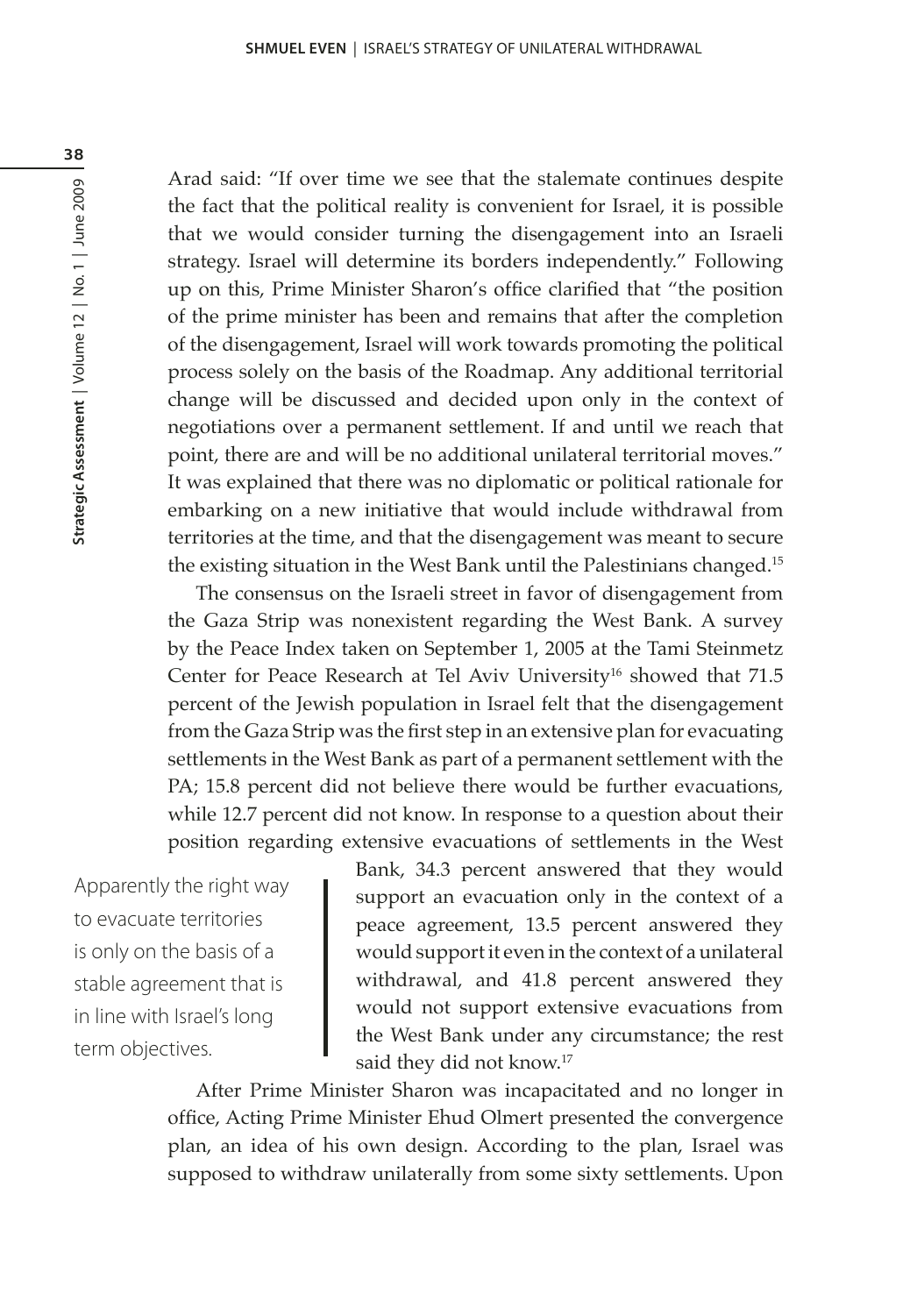Arad said: "If over time we see that the stalemate continues despite the fact that the political reality is convenient for Israel, it is possible that we would consider turning the disengagement into an Israeli strategy. Israel will determine its borders independently." Following up on this, Prime Minister Sharon's office clarified that "the position of the prime minister has been and remains that after the completion of the disengagement, Israel will work towards promoting the political process solely on the basis of the Roadmap. Any additional territorial change will be discussed and decided upon only in the context of negotiations over a permanent settlement. If and until we reach that point, there are and will be no additional unilateral territorial moves." It was explained that there was no diplomatic or political rationale for embarking on a new initiative that would include withdrawal from territories at the time, and that the disengagement was meant to secure the existing situation in the West Bank until the Palestinians changed.[15]

The consensus on the Israeli street in favor of disengagement from the Gaza Strip was nonexistent regarding the West Bank. A survey by the Peace Index taken on September 1, 2005 at the Tami Steinmetz Center for Peace Research at Tel Aviv University[16] showed that 71.5 percent of the Jewish population in Israel felt that the disengagement from the Gaza Strip was the first step in an extensive plan for evacuating settlements in the West Bank as part of a permanent settlement with the PA; 15.8 percent did not believe there would be further evacuations, while 12.7 percent did not know. In response to a question about their position regarding extensive evacuations of settlements in the West Bank, 34.3 percent answered that they would support an evacuation only in the context of a peace agreement, 13.5 percent answered they would support it even in the context of a unilateral withdrawal, and 41.8 percent answered they would not support extensive evacuations from the West Bank under any circumstance; the rest said they did not know.[17]

> Apparently the right way to evacuate territories is only on the basis of a stable agreement that is in line with Israel's long term objectives.

After Prime Minister Sharon was incapacitated and no longer in office, Acting Prime Minister Ehud Olmert presented the convergence plan, an idea of his own design. According to the plan, Israel was supposed to withdraw unilaterally from some sixty settlements. Upon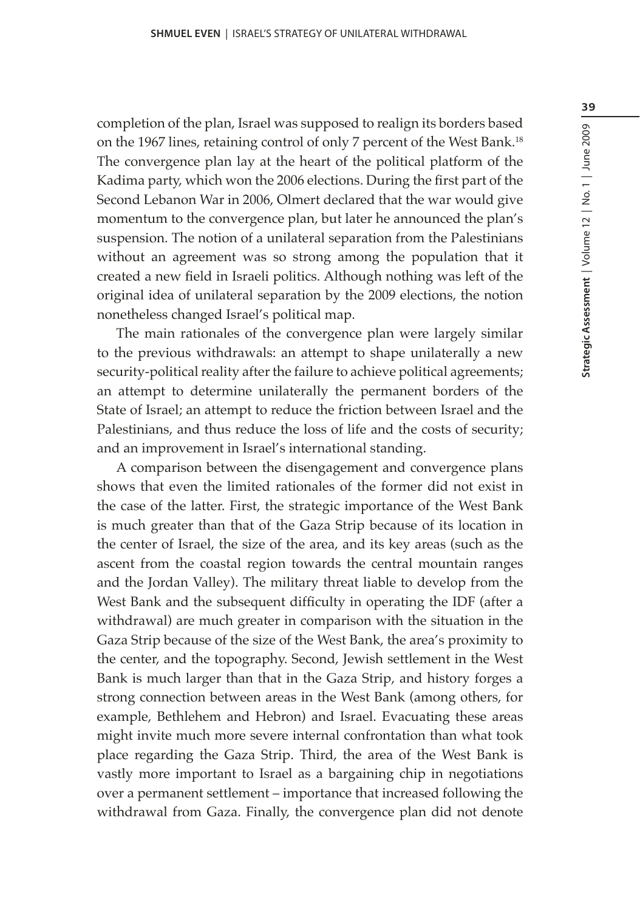completion of the plan, Israel was supposed to realign its borders based on the 1967 lines, retaining control of only 7 percent of the West Bank.[18] The convergence plan lay at the heart of the political platform of the Kadima party, which won the 2006 elections. During the first part of the Second Lebanon War in 2006, Olmert declared that the war would give momentum to the convergence plan, but later he announced the plan's suspension. The notion of a unilateral separation from the Palestinians without an agreement was so strong among the population that it created a new field in Israeli politics. Although nothing was left of the original idea of unilateral separation by the 2009 elections, the notion nonetheless changed Israel's political map.

The main rationales of the convergence plan were largely similar to the previous withdrawals: an attempt to shape unilaterally a new security-political reality after the failure to achieve political agreements; an attempt to determine unilaterally the permanent borders of the State of Israel; an attempt to reduce the friction between Israel and the Palestinians, and thus reduce the loss of life and the costs of security; and an improvement in Israel's international standing.

A comparison between the disengagement and convergence plans shows that even the limited rationales of the former did not exist in the case of the latter. First, the strategic importance of the West Bank is much greater than that of the Gaza Strip because of its location in the center of Israel, the size of the area, and its key areas (such as the ascent from the coastal region towards the central mountain ranges and the Jordan Valley). The military threat liable to develop from the West Bank and the subsequent difficulty in operating the IDF (after a withdrawal) are much greater in comparison with the situation in the Gaza Strip because of the size of the West Bank, the area's proximity to the center, and the topography. Second, Jewish settlement in the West Bank is much larger than that in the Gaza Strip, and history forges a strong connection between areas in the West Bank (among others, for example, Bethlehem and Hebron) and Israel. Evacuating these areas might invite much more severe internal confrontation than what took place regarding the Gaza Strip. Third, the area of the West Bank is vastly more important to Israel as a bargaining chip in negotiations over a permanent settlement – importance that increased following the withdrawal from Gaza. Finally, the convergence plan did not denote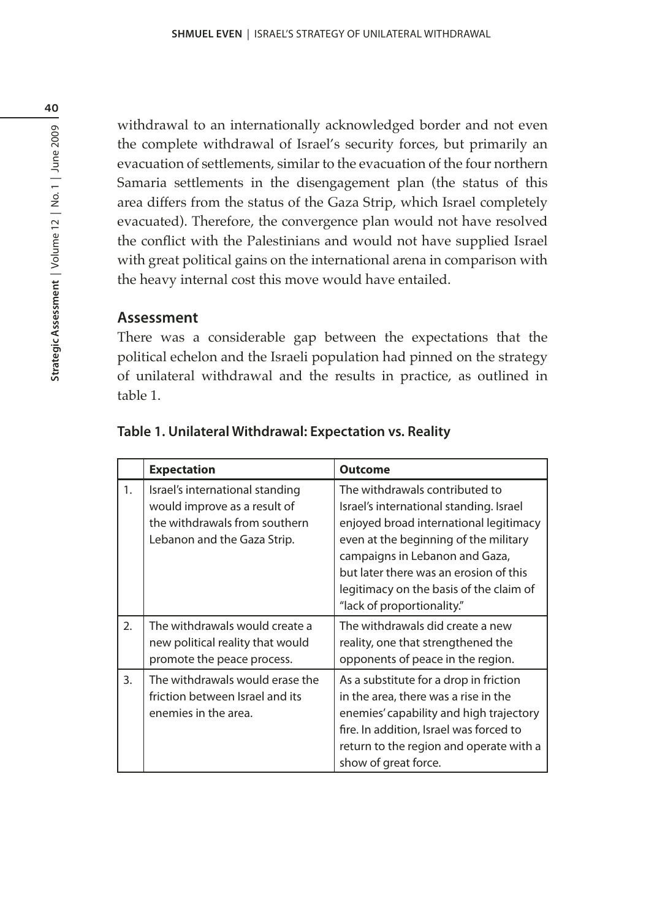withdrawal to an internationally acknowledged border and not even the complete withdrawal of Israel's security forces, but primarily an evacuation of settlements, similar to the evacuation of the four northern Samaria settlements in the disengagement plan (the status of this area differs from the status of the Gaza Strip, which Israel completely evacuated). Therefore, the convergence plan would not have resolved the conflict with the Palestinians and would not have supplied Israel with great political gains on the international arena in comparison with the heavy internal cost this move would have entailed.

## Assessment

There was a considerable gap between the expectations that the political echelon and the Israeli population had pinned on the strategy of unilateral withdrawal and the results in practice, as outlined in table 1.

**Table 1. Unilateral Withdrawal: Expectation vs. Reality**

| | **Expectation** | **Outcome** |
|---|---|---|
| 1. | Israel's international standing would improve as a result of the withdrawals from southern Lebanon and the Gaza Strip. | The withdrawals contributed to Israel's international standing. Israel enjoyed broad international legitimacy even at the beginning of the military campaigns in Lebanon and Gaza, but later there was an erosion of this legitimacy on the basis of the claim of "lack of proportionality." |
| 2. | The withdrawals would create a new political reality that would promote the peace process. | The withdrawals did create a new reality, one that strengthened the opponents of peace in the region. |
| 3. | The withdrawals would erase the friction between Israel and its enemies in the area. | As a substitute for a drop in friction in the area, there was a rise in the enemies' capability and high trajectory fire. In addition, Israel was forced to return to the region and operate with a show of great force. |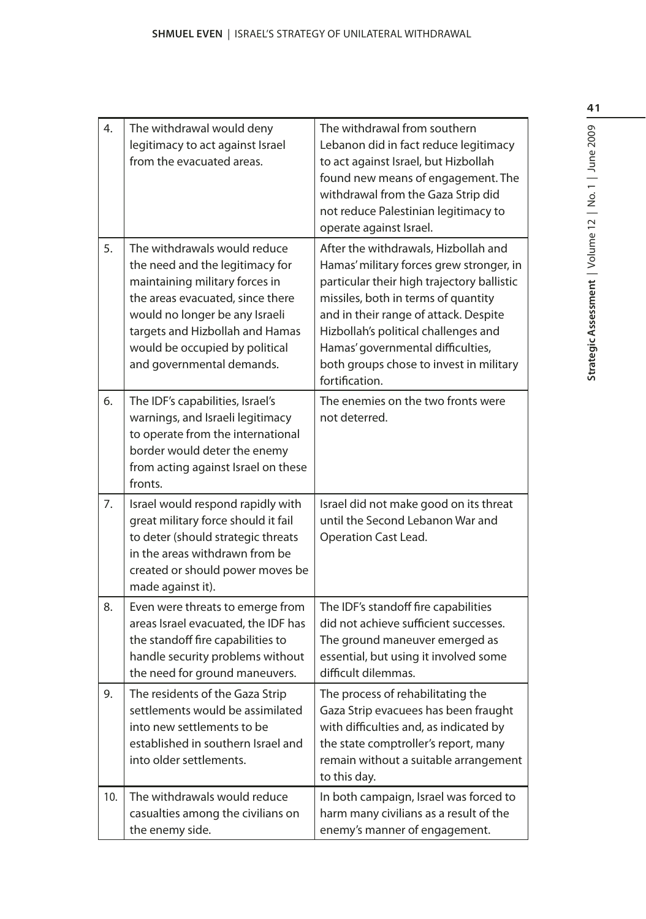| | | |
|---|---|---|
| 4. | The withdrawal would deny legitimacy to act against Israel from the evacuated areas. | The withdrawal from southern Lebanon did in fact reduce legitimacy to act against Israel, but Hizbollah found new means of engagement. The withdrawal from the Gaza Strip did not reduce Palestinian legitimacy to operate against Israel. |
| 5. | The withdrawals would reduce the need and the legitimacy for maintaining military forces in the areas evacuated, since there would no longer be any Israeli targets and Hizbollah and Hamas would be occupied by political and governmental demands. | After the withdrawals, Hizbollah and Hamas' military forces grew stronger, in particular their high trajectory ballistic missiles, both in terms of quantity and in their range of attack. Despite Hizbollah's political challenges and Hamas' governmental difficulties, both groups chose to invest in military fortification. |
| 6. | The IDF's capabilities, Israel's warnings, and Israeli legitimacy to operate from the international border would deter the enemy from acting against Israel on these fronts. | The enemies on the two fronts were not deterred. |
| 7. | Israel would respond rapidly with great military force should it fail to deter (should strategic threats in the areas withdrawn from be created or should power moves be made against it). | Israel did not make good on its threat until the Second Lebanon War and Operation Cast Lead. |
| 8. | Even were threats to emerge from areas Israel evacuated, the IDF has the standoff fire capabilities to handle security problems without the need for ground maneuvers. | The IDF's standoff fire capabilities did not achieve sufficient successes. The ground maneuver emerged as essential, but using it involved some difficult dilemmas. |
| 9. | The residents of the Gaza Strip settlements would be assimilated into new settlements to be established in southern Israel and into older settlements. | The process of rehabilitating the Gaza Strip evacuees has been fraught with difficulties and, as indicated by the state comptroller's report, many remain without a suitable arrangement to this day. |
| 10. | The withdrawals would reduce casualties among the civilians on the enemy side. | In both campaign, Israel was forced to harm many civilians as a result of the enemy's manner of engagement. |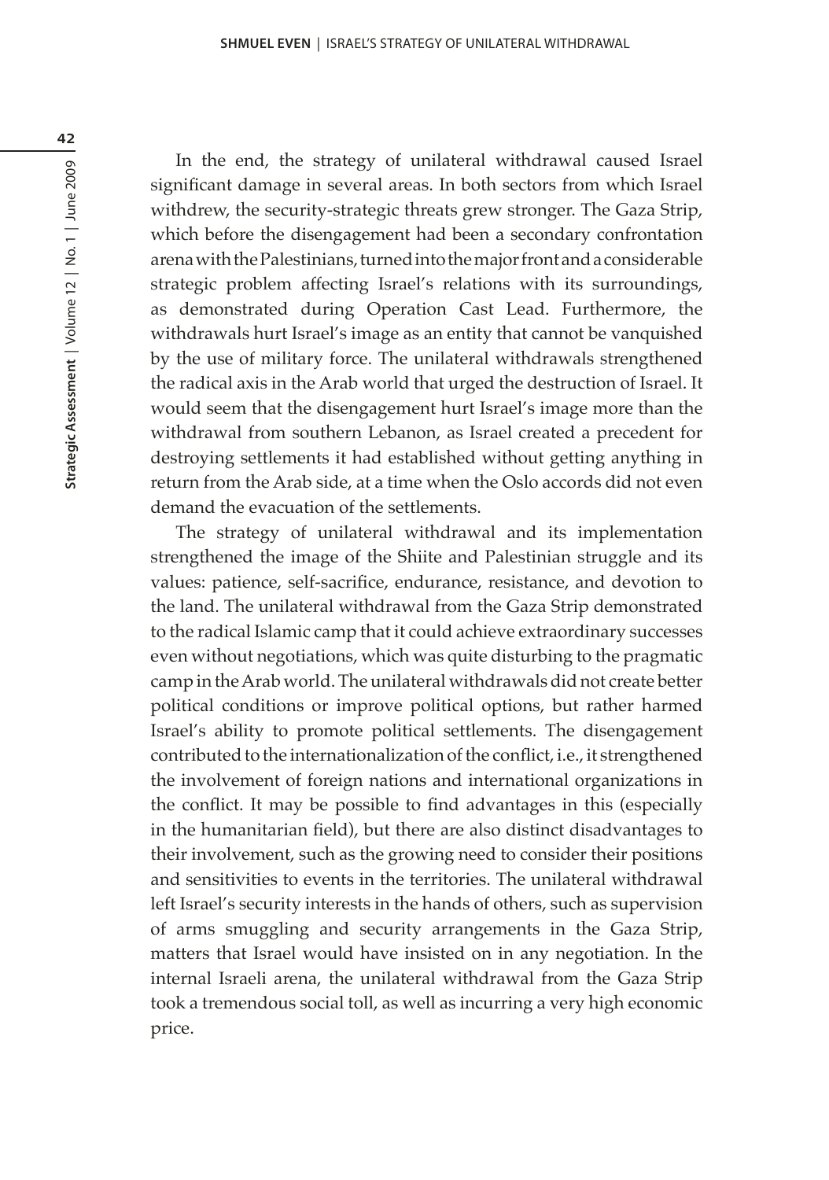In the end, the strategy of unilateral withdrawal caused Israel significant damage in several areas. In both sectors from which Israel withdrew, the security-strategic threats grew stronger. The Gaza Strip, which before the disengagement had been a secondary confrontation arena with the Palestinians, turned into the major front and a considerable strategic problem affecting Israel's relations with its surroundings, as demonstrated during Operation Cast Lead. Furthermore, the withdrawals hurt Israel's image as an entity that cannot be vanquished by the use of military force. The unilateral withdrawals strengthened the radical axis in the Arab world that urged the destruction of Israel. It would seem that the disengagement hurt Israel's image more than the withdrawal from southern Lebanon, as Israel created a precedent for destroying settlements it had established without getting anything in return from the Arab side, at a time when the Oslo accords did not even demand the evacuation of the settlements.

The strategy of unilateral withdrawal and its implementation strengthened the image of the Shiite and Palestinian struggle and its values: patience, self-sacrifice, endurance, resistance, and devotion to the land. The unilateral withdrawal from the Gaza Strip demonstrated to the radical Islamic camp that it could achieve extraordinary successes even without negotiations, which was quite disturbing to the pragmatic camp in the Arab world. The unilateral withdrawals did not create better political conditions or improve political options, but rather harmed Israel's ability to promote political settlements. The disengagement contributed to the internationalization of the conflict, i.e., it strengthened the involvement of foreign nations and international organizations in the conflict. It may be possible to find advantages in this (especially in the humanitarian field), but there are also distinct disadvantages to their involvement, such as the growing need to consider their positions and sensitivities to events in the territories. The unilateral withdrawal left Israel's security interests in the hands of others, such as supervision of arms smuggling and security arrangements in the Gaza Strip, matters that Israel would have insisted on in any negotiation. In the internal Israeli arena, the unilateral withdrawal from the Gaza Strip took a tremendous social toll, as well as incurring a very high economic price.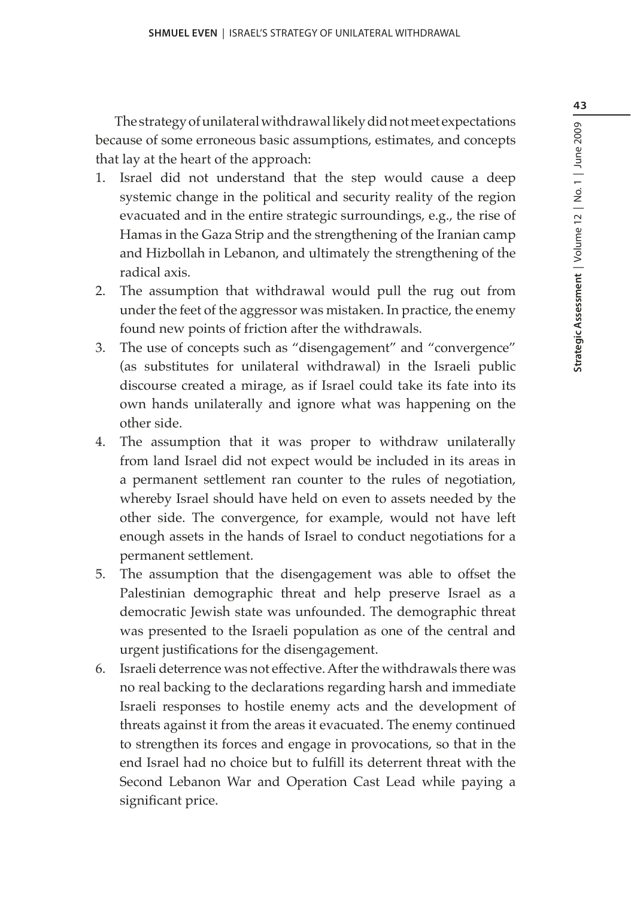The strategy of unilateral withdrawal likely did not meet expectations because of some erroneous basic assumptions, estimates, and concepts that lay at the heart of the approach:

1. Israel did not understand that the step would cause a deep systemic change in the political and security reality of the region evacuated and in the entire strategic surroundings, e.g., the rise of Hamas in the Gaza Strip and the strengthening of the Iranian camp and Hizbollah in Lebanon, and ultimately the strengthening of the radical axis.
2. The assumption that withdrawal would pull the rug out from under the feet of the aggressor was mistaken. In practice, the enemy found new points of friction after the withdrawals.
3. The use of concepts such as "disengagement" and "convergence" (as substitutes for unilateral withdrawal) in the Israeli public discourse created a mirage, as if Israel could take its fate into its own hands unilaterally and ignore what was happening on the other side.
4. The assumption that it was proper to withdraw unilaterally from land Israel did not expect would be included in its areas in a permanent settlement ran counter to the rules of negotiation, whereby Israel should have held on even to assets needed by the other side. The convergence, for example, would not have left enough assets in the hands of Israel to conduct negotiations for a permanent settlement.
5. The assumption that the disengagement was able to offset the Palestinian demographic threat and help preserve Israel as a democratic Jewish state was unfounded. The demographic threat was presented to the Israeli population as one of the central and urgent justifications for the disengagement.
6. Israeli deterrence was not effective. After the withdrawals there was no real backing to the declarations regarding harsh and immediate Israeli responses to hostile enemy acts and the development of threats against it from the areas it evacuated. The enemy continued to strengthen its forces and engage in provocations, so that in the end Israel had no choice but to fulfill its deterrent threat with the Second Lebanon War and Operation Cast Lead while paying a significant price.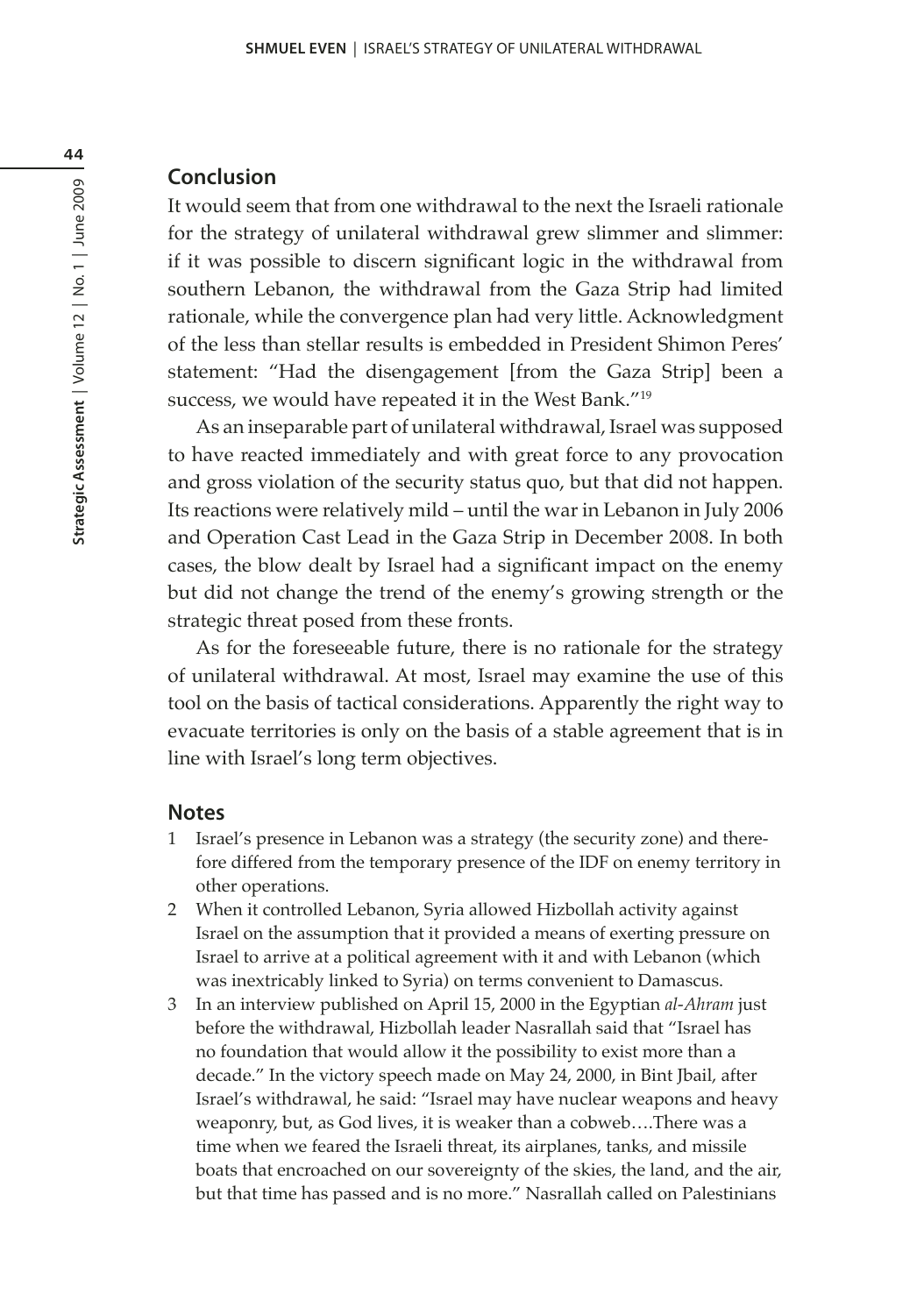## Conclusion

It would seem that from one withdrawal to the next the Israeli rationale for the strategy of unilateral withdrawal grew slimmer and slimmer: if it was possible to discern significant logic in the withdrawal from southern Lebanon, the withdrawal from the Gaza Strip had limited rationale, while the convergence plan had very little. Acknowledgment of the less than stellar results is embedded in President Shimon Peres' statement: "Had the disengagement [from the Gaza Strip] been a success, we would have repeated it in the West Bank."[19]

As an inseparable part of unilateral withdrawal, Israel was supposed to have reacted immediately and with great force to any provocation and gross violation of the security status quo, but that did not happen. Its reactions were relatively mild – until the war in Lebanon in July 2006 and Operation Cast Lead in the Gaza Strip in December 2008. In both cases, the blow dealt by Israel had a significant impact on the enemy but did not change the trend of the enemy's growing strength or the strategic threat posed from these fronts.

As for the foreseeable future, there is no rationale for the strategy of unilateral withdrawal. At most, Israel may examine the use of this tool on the basis of tactical considerations. Apparently the right way to evacuate territories is only on the basis of a stable agreement that is in line with Israel's long term objectives.

## Notes

1. Israel's presence in Lebanon was a strategy (the security zone) and therefore differed from the temporary presence of the IDF on enemy territory in other operations.
2. When it controlled Lebanon, Syria allowed Hizbollah activity against Israel on the assumption that it provided a means of exerting pressure on Israel to arrive at a political agreement with it and with Lebanon (which was inextricably linked to Syria) on terms convenient to Damascus.
3. In an interview published on April 15, 2000 in the Egyptian *al-Ahram* just before the withdrawal, Hizbollah leader Nasrallah said that "Israel has no foundation that would allow it the possibility to exist more than a decade." In the victory speech made on May 24, 2000, in Bint Jbail, after Israel's withdrawal, he said: "Israel may have nuclear weapons and heavy weaponry, but, as God lives, it is weaker than a cobweb….There was a time when we feared the Israeli threat, its airplanes, tanks, and missile boats that encroached on our sovereignty of the skies, the land, and the air, but that time has passed and is no more." Nasrallah called on Palestinians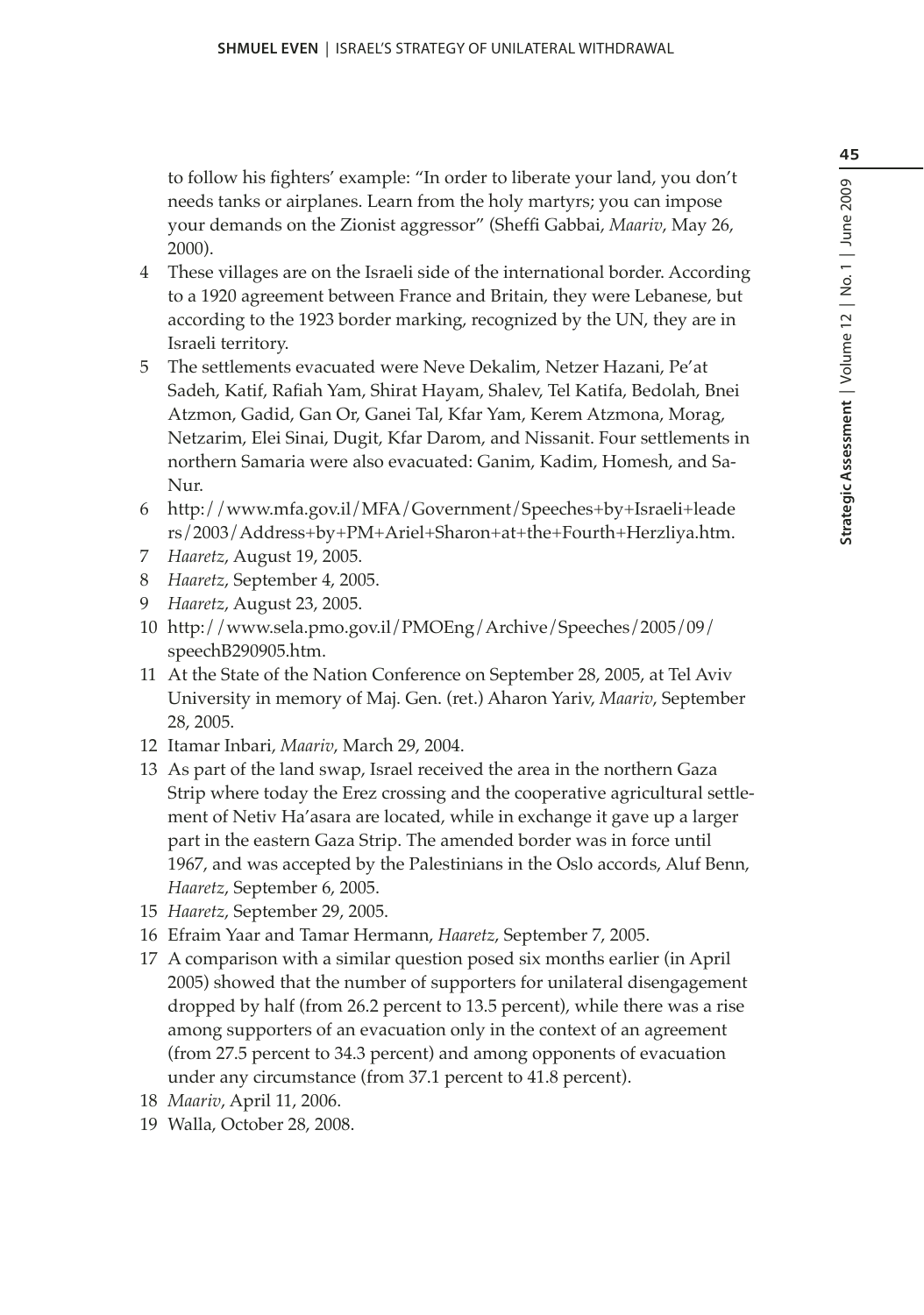to follow his fighters' example: "In order to liberate your land, you don't needs tanks or airplanes. Learn from the holy martyrs; you can impose your demands on the Zionist aggressor" (Sheffi Gabbai, *Maariv*, May 26, 2000).

4 These villages are on the Israeli side of the international border. According to a 1920 agreement between France and Britain, they were Lebanese, but according to the 1923 border marking, recognized by the UN, they are in Israeli territory.

5 The settlements evacuated were Neve Dekalim, Netzer Hazani, Pe'at Sadeh, Katif, Rafiah Yam, Shirat Hayam, Shalev, Tel Katifa, Bedolah, Bnei Atzmon, Gadid, Gan Or, Ganei Tal, Kfar Yam, Kerem Atzmona, Morag, Netzarim, Elei Sinai, Dugit, Kfar Darom, and Nissanit. Four settlements in northern Samaria were also evacuated: Ganim, Kadim, Homesh, and Sa-Nur.

6 http://www.mfa.gov.il/MFA/Government/Speeches+by+Israeli+leaders/2003/Address+by+PM+Ariel+Sharon+at+the+Fourth+Herzliya.htm.

7 *Haaretz*, August 19, 2005.

8 *Haaretz*, September 4, 2005.

9 *Haaretz*, August 23, 2005.

10 http://www.sela.pmo.gov.il/PMOEng/Archive/Speeches/2005/09/speechB290905.htm.

11 At the State of the Nation Conference on September 28, 2005, at Tel Aviv University in memory of Maj. Gen. (ret.) Aharon Yariv, *Maariv*, September 28, 2005.

12 Itamar Inbari, *Maariv*, March 29, 2004.

13 As part of the land swap, Israel received the area in the northern Gaza Strip where today the Erez crossing and the cooperative agricultural settlement of Netiv Ha'asara are located, while in exchange it gave up a larger part in the eastern Gaza Strip. The amended border was in force until 1967, and was accepted by the Palestinians in the Oslo accords, Aluf Benn, *Haaretz*, September 6, 2005.

15 *Haaretz*, September 29, 2005.

16 Efraim Yaar and Tamar Hermann, *Haaretz*, September 7, 2005.

17 A comparison with a similar question posed six months earlier (in April 2005) showed that the number of supporters for unilateral disengagement dropped by half (from 26.2 percent to 13.5 percent), while there was a rise among supporters of an evacuation only in the context of an agreement (from 27.5 percent to 34.3 percent) and among opponents of evacuation under any circumstance (from 37.1 percent to 41.8 percent).

18 *Maariv*, April 11, 2006.

19 Walla, October 28, 2008.